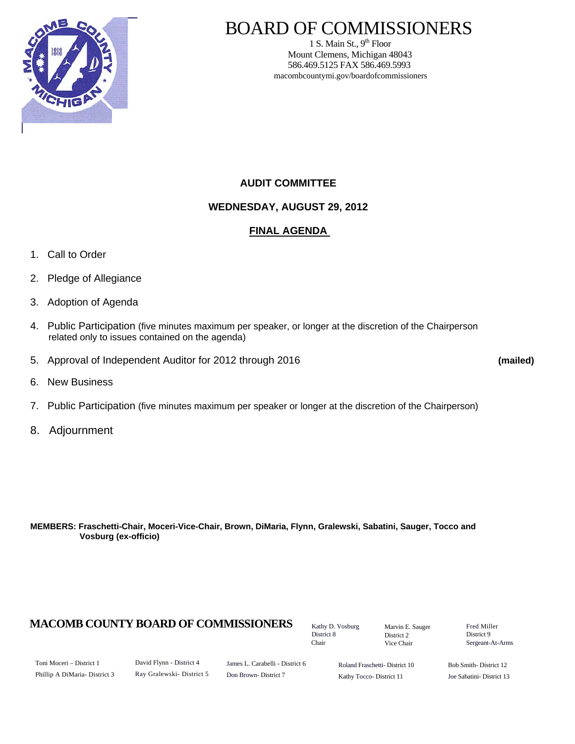# BOARD OF COMMISSIONERS

1 S. Main St., 9th Floor
Mount Clemens, Michigan 48043
586.469.5125 FAX 586.469.5993
macombcountymi.gov/boardofcommissioners

## AUDIT COMMITTEE

## WEDNESDAY, AUGUST 29, 2012

## FINAL AGENDA

1. Call to Order
2. Pledge of Allegiance
3. Adoption of Agenda
4. Public Participation (five minutes maximum per speaker, or longer at the discretion of the Chairperson related only to issues contained on the agenda)
5. Approval of Independent Auditor for 2012 through 2016 **(mailed)**
6. New Business
7. Public Participation (five minutes maximum per speaker or longer at the discretion of the Chairperson)
8. Adjournment

**MEMBERS: Fraschetti-Chair, Moceri-Vice-Chair, Brown, DiMaria, Flynn, Gralewski, Sabatini, Sauger, Tocco and Vosburg (ex-officio)**

**MACOMB COUNTY BOARD OF COMMISSIONERS**

Kathy D. Vosburg, District 8, Chair
Marvin E. Sauger, District 2, Vice Chair
Fred Miller, District 9, Sergeant-At-Arms

Toni Moceri – District 1
Phillip A DiMaria- District 3
David Flynn - District 4
Ray Gralewski- District 5
James L. Carabelli - District 6
Don Brown- District 7
Roland Fraschetti- District 10
Kathy Tocco- District 11
Bob Smith- District 12
Joe Sabatini- District 13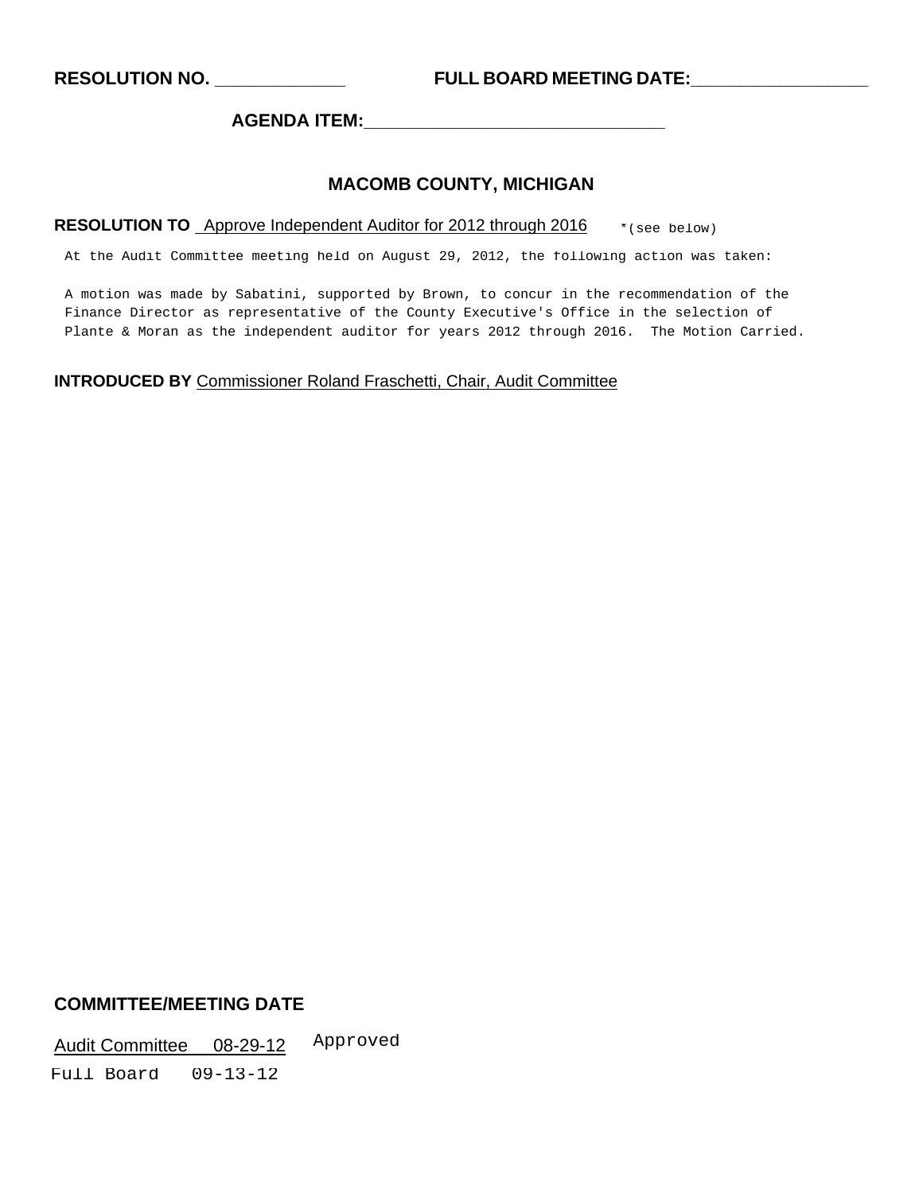**RESOLUTION NO. \_\_\_\_\_\_\_\_\_\_\_\_\_** **FULL BOARD MEETING DATE:\_\_\_\_\_\_\_\_\_\_\_\_\_\_\_\_\_\_**

**AGENDA ITEM:\_\_\_\_\_\_\_\_\_\_\_\_\_\_\_\_\_\_\_\_\_\_\_\_\_\_\_\_\_\_\_**

## MACOMB COUNTY, MICHIGAN

**RESOLUTION TO** Approve Independent Auditor for 2012 through 2016 *(see below)

At the Audit Committee meeting held on August 29, 2012, the following action was taken:

A motion was made by Sabatini, supported by Brown, to concur in the recommendation of the Finance Director as representative of the County Executive's Office in the selection of Plante & Moran as the independent auditor for years 2012 through 2016. The Motion Carried.

**INTRODUCED BY** Commissioner Roland Fraschetti, Chair, Audit Committee

**COMMITTEE/MEETING DATE**

Audit Committee 08-29-12 Approved

Full Board 09-13-12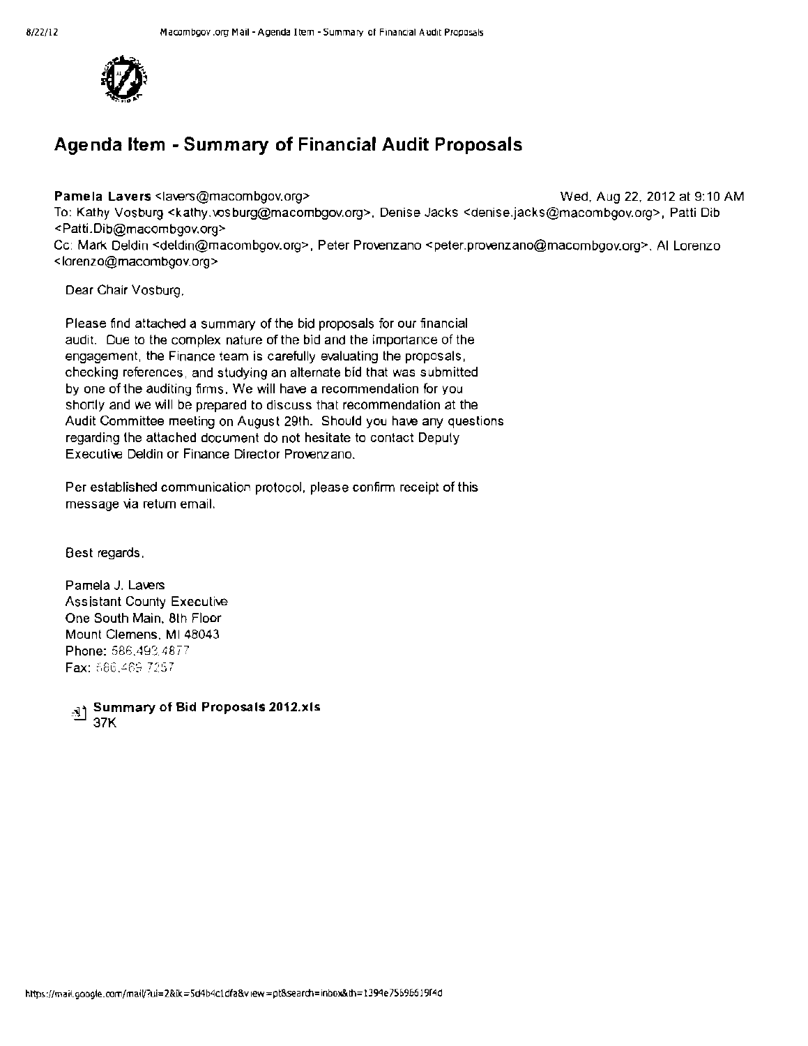# Agenda Item - Summary of Financial Audit Proposals

**Pamela Lavers** <lavers@macombgov.org> Wed, Aug 22, 2012 at 9:10 AM
To: Kathy Vosburg <kathy.vosburg@macombgov.org>, Denise Jacks <denise.jacks@macombgov.org>, Patti Dib <Patti.Dib@macombgov.org>
Cc: Mark Deldin <deldin@macombgov.org>, Peter Provenzano <peter.provenzano@macombgov.org>, Al Lorenzo <lorenzo@macombgov.org>

Dear Chair Vosburg,

Please find attached a summary of the bid proposals for our financial audit. Due to the complex nature of the bid and the importance of the engagement, the Finance team is carefully evaluating the proposals, checking references, and studying an alternate bid that was submitted by one of the auditing firms. We will have a recommendation for you shortly and we will be prepared to discuss that recommendation at the Audit Committee meeting on August 29th. Should you have any questions regarding the attached document do not hesitate to contact Deputy Executive Deldin or Finance Director Provenzano.

Per established communication protocol, please confirm receipt of this message via return email.

Best regards,

Pamela J. Lavers
Assistant County Executive
One South Main, 8th Floor
Mount Clemens, MI 48043
Phone: 586.493.4877
Fax: 586.469.7257

**Summary of Bid Proposals 2012.xls**
37K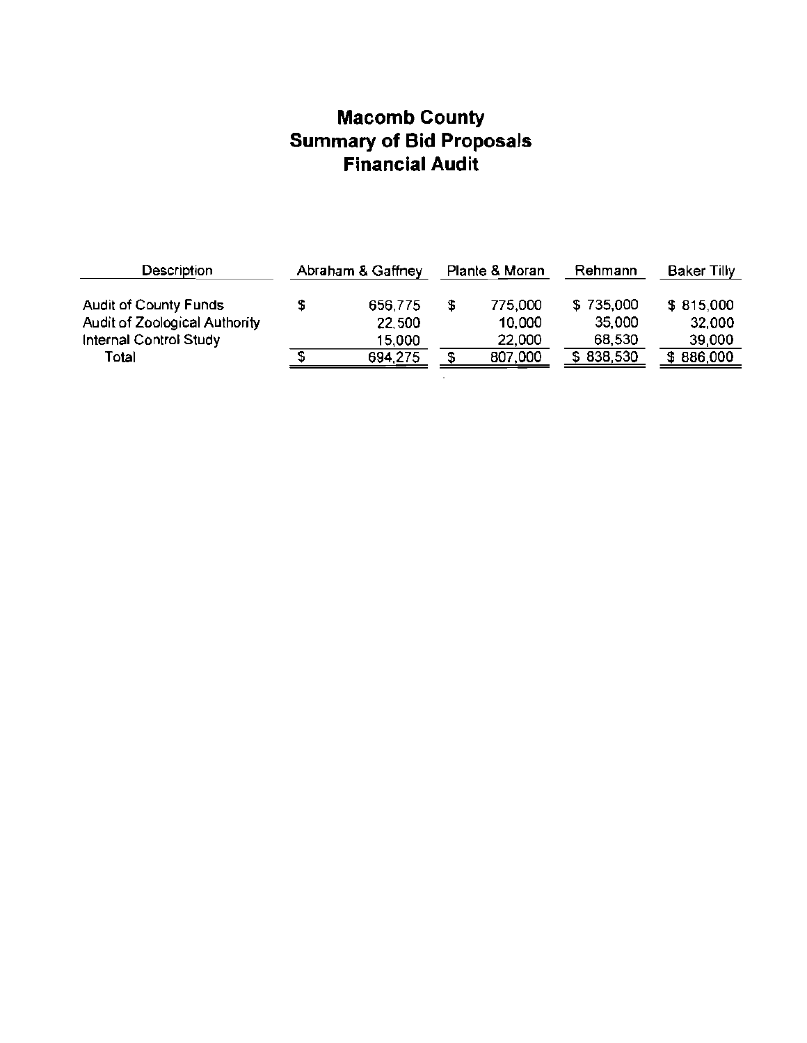# Macomb County
## Summary of Bid Proposals
### Financial Audit

| Description | Abraham & Gaffney | Plante & Moran | Rehmann | Baker Tilly |
|---|---|---|---|---|
| Audit of County Funds | $ 656,775 | $ 775,000 | $ 735,000 | $ 815,000 |
| Audit of Zoological Authority | 22,500 | 10,000 | 35,000 | 32,000 |
| Internal Control Study | 15,000 | 22,000 | 68,530 | 39,000 |
| Total | $ 694,275 | $ 807,000 | $ 838,530 | $ 886,000 |